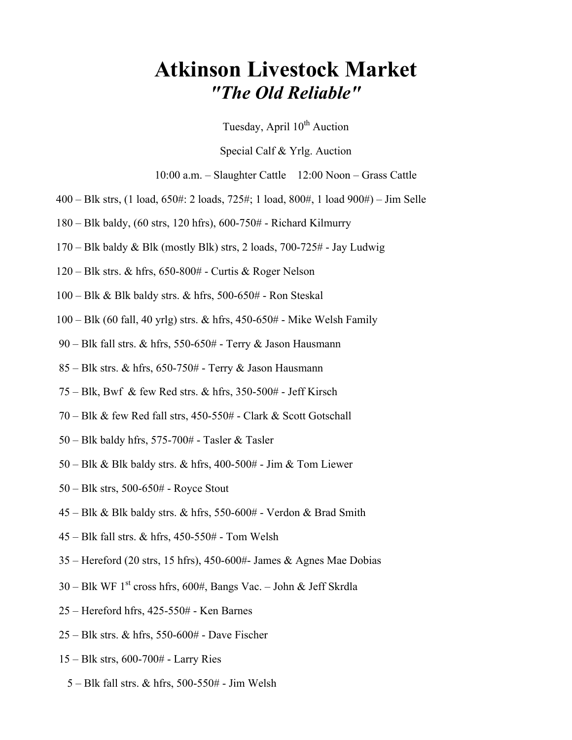# Atkinson Livestock Market

## *"The Old Reliable"*

Tuesday, April 10th Auction

Special Calf & Yrlg. Auction

10:00 a.m. – Slaughter Cattle    12:00 Noon – Grass Cattle

400 – Blk strs, (1 load, 650#: 2 loads, 725#; 1 load, 800#, 1 load 900#) – Jim Selle

180 – Blk baldy, (60 strs, 120 hfrs), 600-750# - Richard Kilmurry

170 – Blk baldy & Blk (mostly Blk) strs, 2 loads, 700-725# - Jay Ludwig

120 – Blk strs. & hfrs, 650-800# - Curtis & Roger Nelson

100 – Blk & Blk baldy strs. & hfrs, 500-650# - Ron Steskal

100 – Blk (60 fall, 40 yrlg) strs. & hfrs, 450-650# - Mike Welsh Family

90 – Blk fall strs. & hfrs, 550-650# - Terry & Jason Hausmann

85 – Blk strs. & hfrs, 650-750# - Terry & Jason Hausmann

75 – Blk, Bwf & few Red strs. & hfrs, 350-500# - Jeff Kirsch

70 – Blk & few Red fall strs, 450-550# - Clark & Scott Gotschall

50 – Blk baldy hfrs, 575-700# - Tasler & Tasler

50 – Blk & Blk baldy strs. & hfrs, 400-500# - Jim & Tom Liewer

50 – Blk strs, 500-650# - Royce Stout

45 – Blk & Blk baldy strs. & hfrs, 550-600# - Verdon & Brad Smith

45 – Blk fall strs. & hfrs, 450-550# - Tom Welsh

35 – Hereford (20 strs, 15 hfrs), 450-600#- James & Agnes Mae Dobias

30 – Blk WF 1st cross hfrs, 600#, Bangs Vac. – John & Jeff Skrdla

25 – Hereford hfrs, 425-550# - Ken Barnes

25 – Blk strs. & hfrs, 550-600# - Dave Fischer

15 – Blk strs, 600-700# - Larry Ries

5 – Blk fall strs. & hfrs, 500-550# - Jim Welsh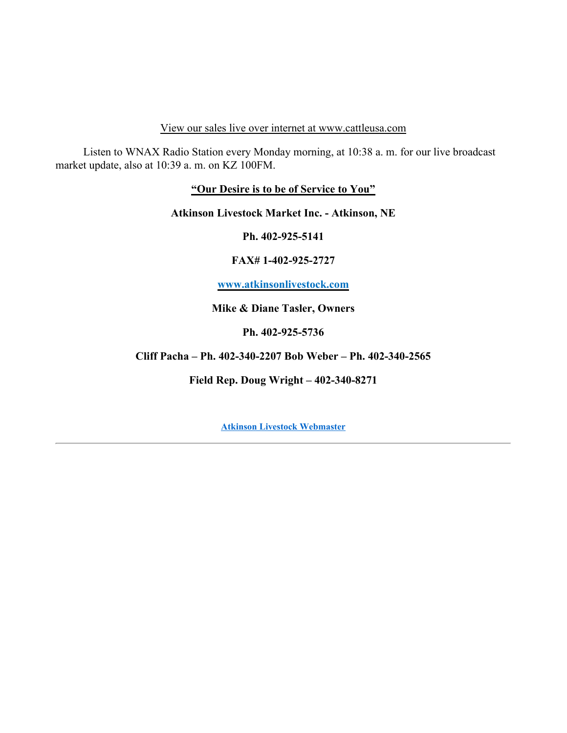View our sales live over internet at www.cattleusa.com

Listen to WNAX Radio Station every Monday morning, at 10:38 a. m. for our live broadcast market update, also at 10:39 a. m. on KZ 100FM.

**“Our Desire is to be of Service to You”**

**Atkinson Livestock Market Inc. - Atkinson, NE**

**Ph. 402-925-5141**

**FAX# 1-402-925-2727**

**www.atkinsonlivestock.com**

**Mike & Diane Tasler, Owners**

**Ph. 402-925-5736**

**Cliff Pacha – Ph. 402-340-2207 Bob Weber – Ph. 402-340-2565**

**Field Rep. Doug Wright – 402-340-8271**

**Atkinson Livestock Webmaster**

---